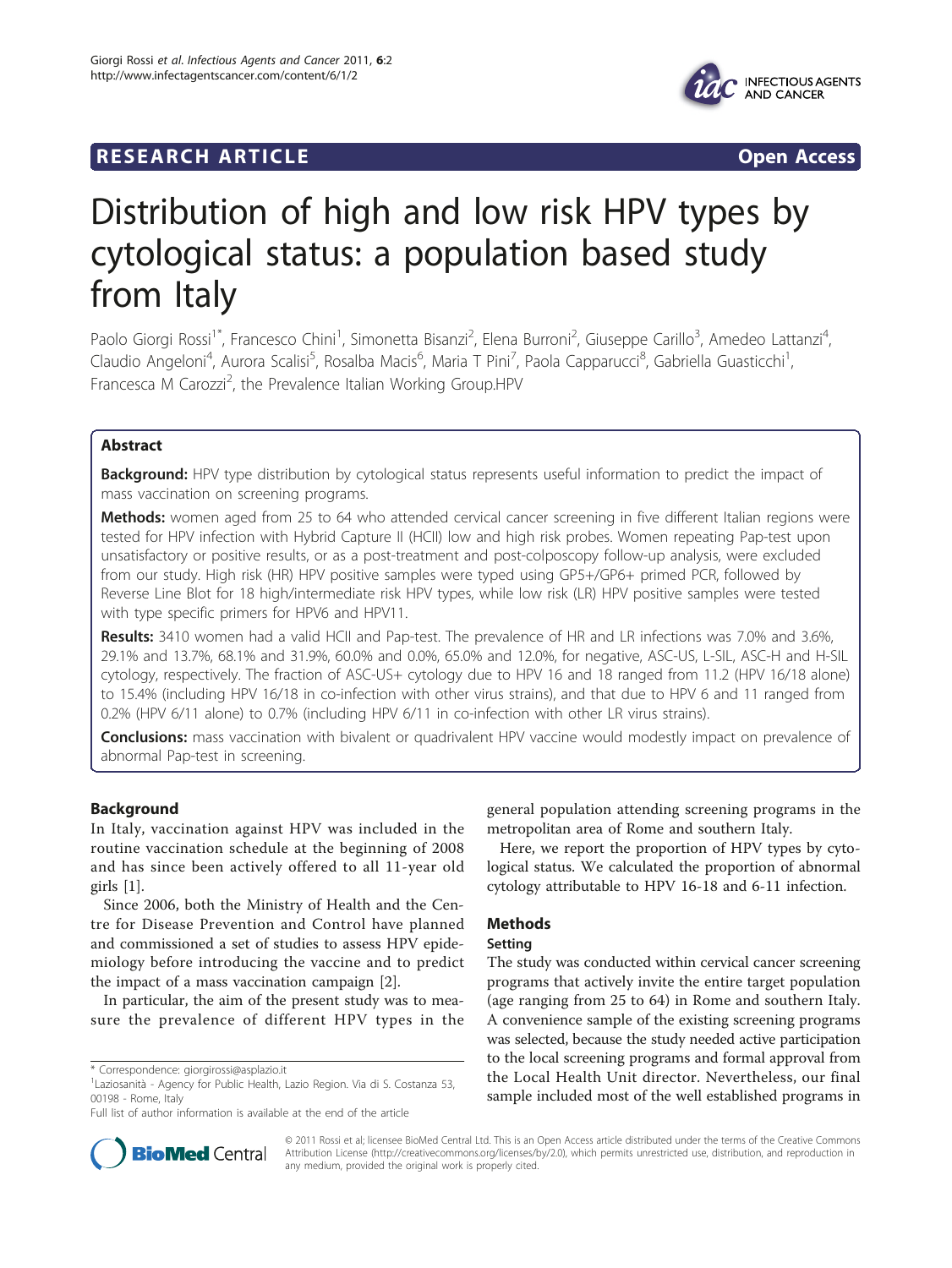RESEARCH ARTICLE Open Access

# Distribution of high and low risk HPV types by cytological status: a population based study from Italy

Paolo Giorgi Rossi[1*], Francesco Chini[1], Simonetta Bisanzi[2], Elena Burroni[2], Giuseppe Carillo[3], Amedeo Lattanzi[4], Claudio Angeloni[4], Aurora Scalisi[5], Rosalba Macis[6], Maria T Pini[7], Paola Capparucci[8], Gabriella Guasticchi[1], Francesca M Carozzi[2], the Prevalence Italian Working Group.HPV

## Abstract

**Background:** HPV type distribution by cytological status represents useful information to predict the impact of mass vaccination on screening programs.

**Methods:** women aged from 25 to 64 who attended cervical cancer screening in five different Italian regions were tested for HPV infection with Hybrid Capture II (HCII) low and high risk probes. Women repeating Pap-test upon unsatisfactory or positive results, or as a post-treatment and post-colposcopy follow-up analysis, were excluded from our study. High risk (HR) HPV positive samples were typed using GP5+/GP6+ primed PCR, followed by Reverse Line Blot for 18 high/intermediate risk HPV types, while low risk (LR) HPV positive samples were tested with type specific primers for HPV6 and HPV11.

**Results:** 3410 women had a valid HCII and Pap-test. The prevalence of HR and LR infections was 7.0% and 3.6%, 29.1% and 13.7%, 68.1% and 31.9%, 60.0% and 0.0%, 65.0% and 12.0%, for negative, ASC-US, L-SIL, ASC-H and H-SIL cytology, respectively. The fraction of ASC-US+ cytology due to HPV 16 and 18 ranged from 11.2 (HPV 16/18 alone) to 15.4% (including HPV 16/18 in co-infection with other virus strains), and that due to HPV 6 and 11 ranged from 0.2% (HPV 6/11 alone) to 0.7% (including HPV 6/11 in co-infection with other LR virus strains).

**Conclusions:** mass vaccination with bivalent or quadrivalent HPV vaccine would modestly impact on prevalence of abnormal Pap-test in screening.

## Background

In Italy, vaccination against HPV was included in the routine vaccination schedule at the beginning of 2008 and has since been actively offered to all 11-year old girls [1].

Since 2006, both the Ministry of Health and the Centre for Disease Prevention and Control have planned and commissioned a set of studies to assess HPV epidemiology before introducing the vaccine and to predict the impact of a mass vaccination campaign [2].

In particular, the aim of the present study was to measure the prevalence of different HPV types in the general population attending screening programs in the metropolitan area of Rome and southern Italy.

Here, we report the proportion of HPV types by cytological status. We calculated the proportion of abnormal cytology attributable to HPV 16-18 and 6-11 infection.

## Methods

### Setting

The study was conducted within cervical cancer screening programs that actively invite the entire target population (age ranging from 25 to 64) in Rome and southern Italy. A convenience sample of the existing screening programs was selected, because the study needed active participation to the local screening programs and formal approval from the Local Health Unit director. Nevertheless, our final sample included most of the well established programs in

\* Correspondence: giorgirossi@asplazio.it
[1]Laziosanità - Agency for Public Health, Lazio Region. Via di S. Costanza 53, 00198 - Rome, Italy
Full list of author information is available at the end of the article

© 2011 Rossi et al; licensee BioMed Central Ltd. This is an Open Access article distributed under the terms of the Creative Commons Attribution License (http://creativecommons.org/licenses/by/2.0), which permits unrestricted use, distribution, and reproduction in any medium, provided the original work is properly cited.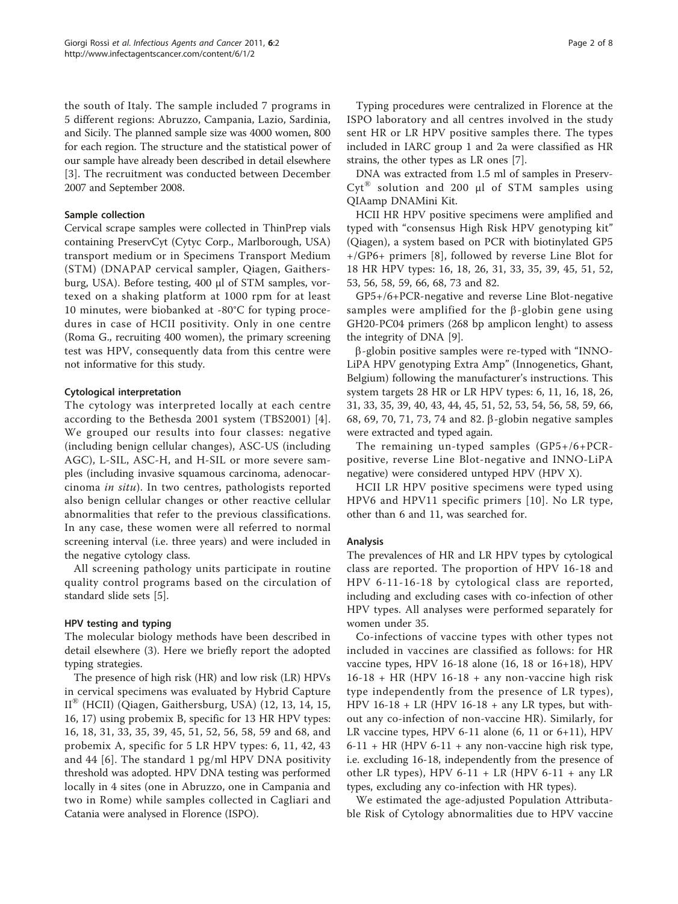the south of Italy. The sample included 7 programs in 5 different regions: Abruzzo, Campania, Lazio, Sardinia, and Sicily. The planned sample size was 4000 women, 800 for each region. The structure and the statistical power of our sample have already been described in detail elsewhere [3]. The recruitment was conducted between December 2007 and September 2008.

### Sample collection

Cervical scrape samples were collected in ThinPrep vials containing PreservCyt (Cytyc Corp., Marlborough, USA) transport medium or in Specimens Transport Medium (STM) (DNAPAP cervical sampler, Qiagen, Gaithersburg, USA). Before testing, 400 μl of STM samples, vortexed on a shaking platform at 1000 rpm for at least 10 minutes, were biobanked at -80°C for typing procedures in case of HCII positivity. Only in one centre (Roma G., recruiting 400 women), the primary screening test was HPV, consequently data from this centre were not informative for this study.

### Cytological interpretation

The cytology was interpreted locally at each centre according to the Bethesda 2001 system (TBS2001) [4]. We grouped our results into four classes: negative (including benign cellular changes), ASC-US (including AGC), L-SIL, ASC-H, and H-SIL or more severe samples (including invasive squamous carcinoma, adenocarcinoma *in situ*). In two centres, pathologists reported also benign cellular changes or other reactive cellular abnormalities that refer to the previous classifications. In any case, these women were all referred to normal screening interval (i.e. three years) and were included in the negative cytology class.

All screening pathology units participate in routine quality control programs based on the circulation of standard slide sets [5].

### HPV testing and typing

The molecular biology methods have been described in detail elsewhere (3). Here we briefly report the adopted typing strategies.

The presence of high risk (HR) and low risk (LR) HPVs in cervical specimens was evaluated by Hybrid Capture II® (HCII) (Qiagen, Gaithersburg, USA) (12, 13, 14, 15, 16, 17) using probemix B, specific for 13 HR HPV types: 16, 18, 31, 33, 35, 39, 45, 51, 52, 56, 58, 59 and 68, and probemix A, specific for 5 LR HPV types: 6, 11, 42, 43 and 44 [6]. The standard 1 pg/ml HPV DNA positivity threshold was adopted. HPV DNA testing was performed locally in 4 sites (one in Abruzzo, one in Campania and two in Rome) while samples collected in Cagliari and Catania were analysed in Florence (ISPO).

Typing procedures were centralized in Florence at the ISPO laboratory and all centres involved in the study sent HR or LR HPV positive samples there. The types included in IARC group 1 and 2a were classified as HR strains, the other types as LR ones [7].

DNA was extracted from 1.5 ml of samples in PreservCyt® solution and 200 μl of STM samples using QIAamp DNAMini Kit.

HCII HR HPV positive specimens were amplified and typed with "consensus High Risk HPV genotyping kit" (Qiagen), a system based on PCR with biotinylated GP5+/GP6+ primers [8], followed by reverse Line Blot for 18 HR HPV types: 16, 18, 26, 31, 33, 35, 39, 45, 51, 52, 53, 56, 58, 59, 66, 68, 73 and 82.

GP5+/6+PCR-negative and reverse Line Blot-negative samples were amplified for the β-globin gene using GH20-PC04 primers (268 bp amplicon lenght) to assess the integrity of DNA [9].

β-globin positive samples were re-typed with "INNO-LiPA HPV genotyping Extra Amp" (Innogenetics, Ghant, Belgium) following the manufacturer's instructions. This system targets 28 HR or LR HPV types: 6, 11, 16, 18, 26, 31, 33, 35, 39, 40, 43, 44, 45, 51, 52, 53, 54, 56, 58, 59, 66, 68, 69, 70, 71, 73, 74 and 82. β-globin negative samples were extracted and typed again.

The remaining un-typed samples (GP5+/6+PCR-positive, reverse Line Blot-negative and INNO-LiPA negative) were considered untyped HPV (HPV X).

HCII LR HPV positive specimens were typed using HPV6 and HPV11 specific primers [10]. No LR type, other than 6 and 11, was searched for.

### Analysis

The prevalences of HR and LR HPV types by cytological class are reported. The proportion of HPV 16-18 and HPV 6-11-16-18 by cytological class are reported, including and excluding cases with co-infection of other HPV types. All analyses were performed separately for women under 35.

Co-infections of vaccine types with other types not included in vaccines are classified as follows: for HR vaccine types, HPV 16-18 alone (16, 18 or 16+18), HPV 16-18 + HR (HPV 16-18 + any non-vaccine high risk type independently from the presence of LR types), HPV 16-18 + LR (HPV 16-18 + any LR types, but without any co-infection of non-vaccine HR). Similarly, for LR vaccine types, HPV 6-11 alone (6, 11 or 6+11), HPV 6-11 + HR (HPV 6-11 + any non-vaccine high risk type, i.e. excluding 16-18, independently from the presence of other LR types), HPV 6-11 + LR (HPV 6-11 + any LR types, excluding any co-infection with HR types).

We estimated the age-adjusted Population Attributable Risk of Cytology abnormalities due to HPV vaccine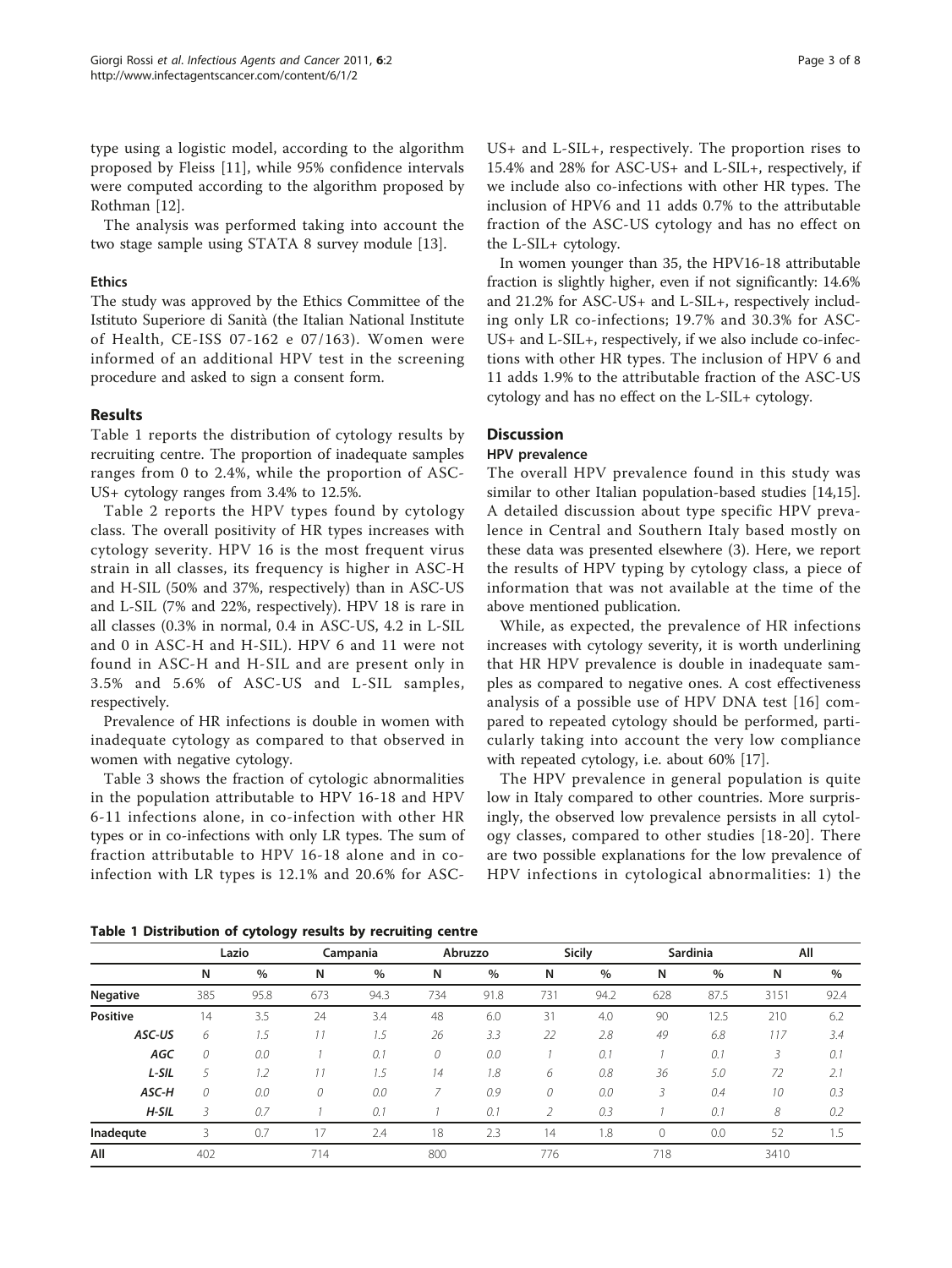type using a logistic model, according to the algorithm proposed by Fleiss [11], while 95% confidence intervals were computed according to the algorithm proposed by Rothman [12].

The analysis was performed taking into account the two stage sample using STATA 8 survey module [13].

### Ethics

The study was approved by the Ethics Committee of the Istituto Superiore di Sanità (the Italian National Institute of Health, CE-ISS 07-162 e 07/163). Women were informed of an additional HPV test in the screening procedure and asked to sign a consent form.

## Results

Table 1 reports the distribution of cytology results by recruiting centre. The proportion of inadequate samples ranges from 0 to 2.4%, while the proportion of ASC-US+ cytology ranges from 3.4% to 12.5%.

Table 2 reports the HPV types found by cytology class. The overall positivity of HR types increases with cytology severity. HPV 16 is the most frequent virus strain in all classes, its frequency is higher in ASC-H and H-SIL (50% and 37%, respectively) than in ASC-US and L-SIL (7% and 22%, respectively). HPV 18 is rare in all classes (0.3% in normal, 0.4 in ASC-US, 4.2 in L-SIL and 0 in ASC-H and H-SIL). HPV 6 and 11 were not found in ASC-H and H-SIL and are present only in 3.5% and 5.6% of ASC-US and L-SIL samples, respectively.

Prevalence of HR infections is double in women with inadequate cytology as compared to that observed in women with negative cytology.

Table 3 shows the fraction of cytologic abnormalities in the population attributable to HPV 16-18 and HPV 6-11 infections alone, in co-infection with other HR types or in co-infections with only LR types. The sum of fraction attributable to HPV 16-18 alone and in co-infection with LR types is 12.1% and 20.6% for ASC-US+ and L-SIL+, respectively. The proportion rises to 15.4% and 28% for ASC-US+ and L-SIL+, respectively, if we include also co-infections with other HR types. The inclusion of HPV6 and 11 adds 0.7% to the attributable fraction of the ASC-US cytology and has no effect on the L-SIL+ cytology.

In women younger than 35, the HPV16-18 attributable fraction is slightly higher, even if not significantly: 14.6% and 21.2% for ASC-US+ and L-SIL+, respectively including only LR co-infections; 19.7% and 30.3% for ASC-US+ and L-SIL+, respectively, if we also include co-infections with other HR types. The inclusion of HPV 6 and 11 adds 1.9% to the attributable fraction of the ASC-US cytology and has no effect on the L-SIL+ cytology.

## Discussion

### HPV prevalence

The overall HPV prevalence found in this study was similar to other Italian population-based studies [14,15]. A detailed discussion about type specific HPV prevalence in Central and Southern Italy based mostly on these data was presented elsewhere (3). Here, we report the results of HPV typing by cytology class, a piece of information that was not available at the time of the above mentioned publication.

While, as expected, the prevalence of HR infections increases with cytology severity, it is worth underlining that HR HPV prevalence is double in inadequate samples as compared to negative ones. A cost effectiveness analysis of a possible use of HPV DNA test [16] compared to repeated cytology should be performed, particularly taking into account the very low compliance with repeated cytology, i.e. about 60% [17].

The HPV prevalence in general population is quite low in Italy compared to other countries. More surprisingly, the observed low prevalence persists in all cytology classes, compared to other studies [18-20]. There are two possible explanations for the low prevalence of HPV infections in cytological abnormalities: 1) the

**Table 1 Distribution of cytology results by recruiting centre**

| | Lazio | | Campania | | Abruzzo | | Sicily | | Sardinia | | All | |
|---|---|---|---|---|---|---|---|---|---|---|---|---|
| | N | % | N | % | N | % | N | % | N | % | N | % |
| **Negative** | 385 | 95.8 | 673 | 94.3 | 734 | 91.8 | 731 | 94.2 | 628 | 87.5 | 3151 | 92.4 |
| **Positive** | 14 | 3.5 | 24 | 3.4 | 48 | 6.0 | 31 | 4.0 | 90 | 12.5 | 210 | 6.2 |
| ***ASC-US*** | *6* | *1.5* | *11* | *1.5* | *26* | *3.3* | *22* | *2.8* | *49* | *6.8* | *117* | *3.4* |
| ***AGC*** | *0* | *0.0* | *1* | *0.1* | *0* | *0.0* | *1* | *0.1* | *1* | *0.1* | *3* | *0.1* |
| ***L-SIL*** | *5* | *1.2* | *11* | *1.5* | *14* | *1.8* | *6* | *0.8* | *36* | *5.0* | *72* | *2.1* |
| ***ASC-H*** | *0* | *0.0* | *0* | *0.0* | *7* | *0.9* | *0* | *0.0* | *3* | *0.4* | *10* | *0.3* |
| ***H-SIL*** | *3* | *0.7* | *1* | *0.1* | *1* | *0.1* | *2* | *0.3* | *1* | *0.1* | *8* | *0.2* |
| **Inadequte** | 3 | 0.7 | 17 | 2.4 | 18 | 2.3 | 14 | 1.8 | 0 | 0.0 | 52 | 1.5 |
| **All** | 402 | | 714 | | 800 | | 776 | | 718 | | 3410 | |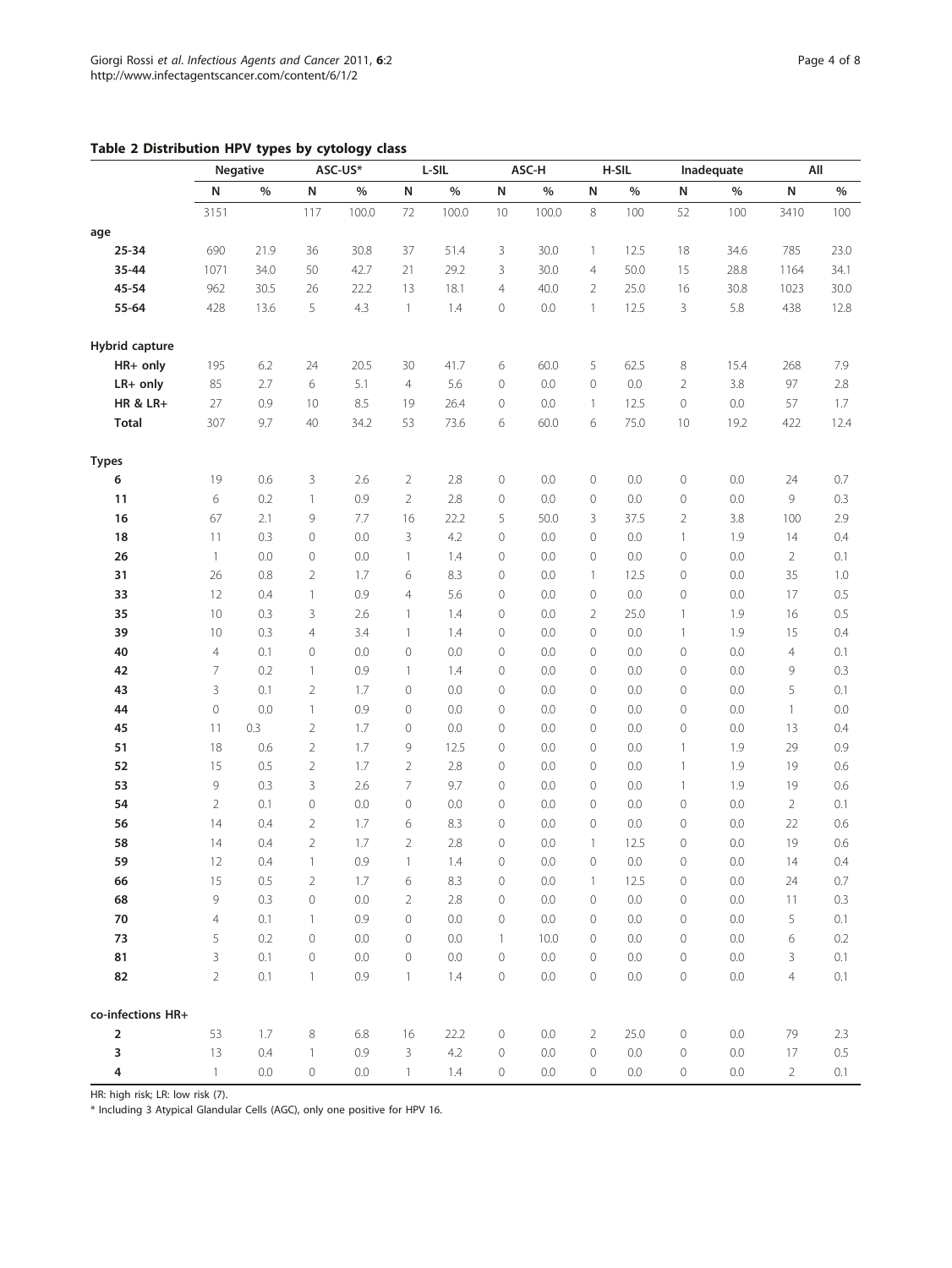**Table 2 Distribution HPV types by cytology class**

| | Negative | | ASC-US* | | L-SIL | | ASC-H | | H-SIL | | Inadequate | | All | |
|---|---|---|---|---|---|---|---|---|---|---|---|---|---|---|
| | N | % | N | % | N | % | N | % | N | % | N | % | N | % |
| | 3151 | | 117 | 100.0 | 72 | 100.0 | 10 | 100.0 | 8 | 100 | 52 | 100 | 3410 | 100 |
| **age** | | | | | | | | | | | | | | |
| **25-34** | 690 | 21.9 | 36 | 30.8 | 37 | 51.4 | 3 | 30.0 | 1 | 12.5 | 18 | 34.6 | 785 | 23.0 |
| **35-44** | 1071 | 34.0 | 50 | 42.7 | 21 | 29.2 | 3 | 30.0 | 4 | 50.0 | 15 | 28.8 | 1164 | 34.1 |
| **45-54** | 962 | 30.5 | 26 | 22.2 | 13 | 18.1 | 4 | 40.0 | 2 | 25.0 | 16 | 30.8 | 1023 | 30.0 |
| **55-64** | 428 | 13.6 | 5 | 4.3 | 1 | 1.4 | 0 | 0.0 | 1 | 12.5 | 3 | 5.8 | 438 | 12.8 |
| **Hybrid capture** | | | | | | | | | | | | | | |
| **HR+ only** | 195 | 6.2 | 24 | 20.5 | 30 | 41.7 | 6 | 60.0 | 5 | 62.5 | 8 | 15.4 | 268 | 7.9 |
| **LR+ only** | 85 | 2.7 | 6 | 5.1 | 4 | 5.6 | 0 | 0.0 | 0 | 0.0 | 2 | 3.8 | 97 | 2.8 |
| **HR & LR+** | 27 | 0.9 | 10 | 8.5 | 19 | 26.4 | 0 | 0.0 | 1 | 12.5 | 0 | 0.0 | 57 | 1.7 |
| **Total** | 307 | 9.7 | 40 | 34.2 | 53 | 73.6 | 6 | 60.0 | 6 | 75.0 | 10 | 19.2 | 422 | 12.4 |
| **Types** | | | | | | | | | | | | | | |
| **6** | 19 | 0.6 | 3 | 2.6 | 2 | 2.8 | 0 | 0.0 | 0 | 0.0 | 0 | 0.0 | 24 | 0.7 |
| **11** | 6 | 0.2 | 1 | 0.9 | 2 | 2.8 | 0 | 0.0 | 0 | 0.0 | 0 | 0.0 | 9 | 0.3 |
| **16** | 67 | 2.1 | 9 | 7.7 | 16 | 22.2 | 5 | 50.0 | 3 | 37.5 | 2 | 3.8 | 100 | 2.9 |
| **18** | 11 | 0.3 | 0 | 0.0 | 3 | 4.2 | 0 | 0.0 | 0 | 0.0 | 1 | 1.9 | 14 | 0.4 |
| **26** | 1 | 0.0 | 0 | 0.0 | 1 | 1.4 | 0 | 0.0 | 0 | 0.0 | 0 | 0.0 | 2 | 0.1 |
| **31** | 26 | 0.8 | 2 | 1.7 | 6 | 8.3 | 0 | 0.0 | 1 | 12.5 | 0 | 0.0 | 35 | 1.0 |
| **33** | 12 | 0.4 | 1 | 0.9 | 4 | 5.6 | 0 | 0.0 | 0 | 0.0 | 0 | 0.0 | 17 | 0.5 |
| **35** | 10 | 0.3 | 3 | 2.6 | 1 | 1.4 | 0 | 0.0 | 2 | 25.0 | 1 | 1.9 | 16 | 0.5 |
| **39** | 10 | 0.3 | 4 | 3.4 | 1 | 1.4 | 0 | 0.0 | 0 | 0.0 | 1 | 1.9 | 15 | 0.4 |
| **40** | 4 | 0.1 | 0 | 0.0 | 0 | 0.0 | 0 | 0.0 | 0 | 0.0 | 0 | 0.0 | 4 | 0.1 |
| **42** | 7 | 0.2 | 1 | 0.9 | 1 | 1.4 | 0 | 0.0 | 0 | 0.0 | 0 | 0.0 | 9 | 0.3 |
| **43** | 3 | 0.1 | 2 | 1.7 | 0 | 0.0 | 0 | 0.0 | 0 | 0.0 | 0 | 0.0 | 5 | 0.1 |
| **44** | 0 | 0.0 | 1 | 0.9 | 0 | 0.0 | 0 | 0.0 | 0 | 0.0 | 0 | 0.0 | 1 | 0.0 |
| **45** | 11 | 0.3 | 2 | 1.7 | 0 | 0.0 | 0 | 0.0 | 0 | 0.0 | 0 | 0.0 | 13 | 0.4 |
| **51** | 18 | 0.6 | 2 | 1.7 | 9 | 12.5 | 0 | 0.0 | 0 | 0.0 | 1 | 1.9 | 29 | 0.9 |
| **52** | 15 | 0.5 | 2 | 1.7 | 2 | 2.8 | 0 | 0.0 | 0 | 0.0 | 1 | 1.9 | 19 | 0.6 |
| **53** | 9 | 0.3 | 3 | 2.6 | 7 | 9.7 | 0 | 0.0 | 0 | 0.0 | 1 | 1.9 | 19 | 0.6 |
| **54** | 2 | 0.1 | 0 | 0.0 | 0 | 0.0 | 0 | 0.0 | 0 | 0.0 | 0 | 0.0 | 2 | 0.1 |
| **56** | 14 | 0.4 | 2 | 1.7 | 6 | 8.3 | 0 | 0.0 | 0 | 0.0 | 0 | 0.0 | 22 | 0.6 |
| **58** | 14 | 0.4 | 2 | 1.7 | 2 | 2.8 | 0 | 0.0 | 1 | 12.5 | 0 | 0.0 | 19 | 0.6 |
| **59** | 12 | 0.4 | 1 | 0.9 | 1 | 1.4 | 0 | 0.0 | 0 | 0.0 | 0 | 0.0 | 14 | 0.4 |
| **66** | 15 | 0.5 | 2 | 1.7 | 6 | 8.3 | 0 | 0.0 | 1 | 12.5 | 0 | 0.0 | 24 | 0.7 |
| **68** | 9 | 0.3 | 0 | 0.0 | 2 | 2.8 | 0 | 0.0 | 0 | 0.0 | 0 | 0.0 | 11 | 0.3 |
| **70** | 4 | 0.1 | 1 | 0.9 | 0 | 0.0 | 0 | 0.0 | 0 | 0.0 | 0 | 0.0 | 5 | 0.1 |
| **73** | 5 | 0.2 | 0 | 0.0 | 0 | 0.0 | 1 | 10.0 | 0 | 0.0 | 0 | 0.0 | 6 | 0.2 |
| **81** | 3 | 0.1 | 0 | 0.0 | 0 | 0.0 | 0 | 0.0 | 0 | 0.0 | 0 | 0.0 | 3 | 0.1 |
| **82** | 2 | 0.1 | 1 | 0.9 | 1 | 1.4 | 0 | 0.0 | 0 | 0.0 | 0 | 0.0 | 4 | 0.1 |
| **co-infections HR+** | | | | | | | | | | | | | | |
| **2** | 53 | 1.7 | 8 | 6.8 | 16 | 22.2 | 0 | 0.0 | 2 | 25.0 | 0 | 0.0 | 79 | 2.3 |
| **3** | 13 | 0.4 | 1 | 0.9 | 3 | 4.2 | 0 | 0.0 | 0 | 0.0 | 0 | 0.0 | 17 | 0.5 |
| **4** | 1 | 0.0 | 0 | 0.0 | 1 | 1.4 | 0 | 0.0 | 0 | 0.0 | 0 | 0.0 | 2 | 0.1 |

HR: high risk; LR: low risk (7).

* Including 3 Atypical Glandular Cells (AGC), only one positive for HPV 16.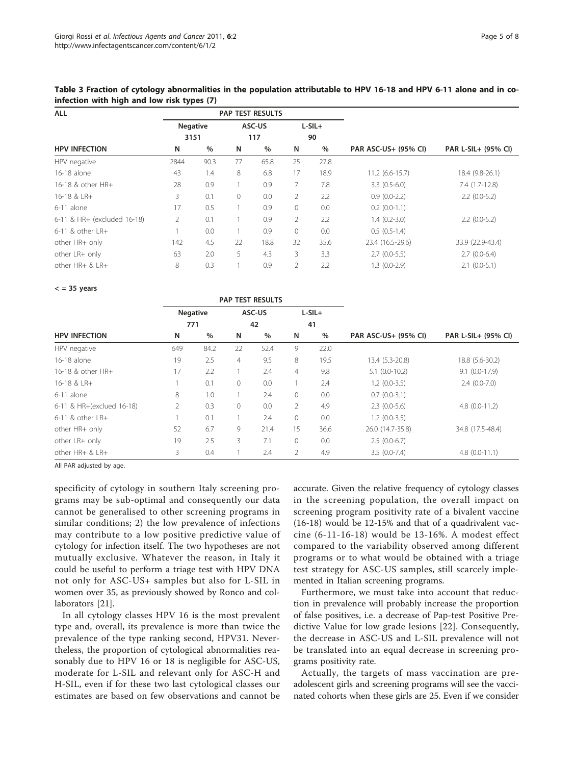**Table 3 Fraction of cytology abnormalities in the population attributable to HPV 16-18 and HPV 6-11 alone and in co-infection with high and low risk types (7)**

| ALL | PAP TEST RESULTS | | | | | | | |
|---|---|---|---|---|---|---|---|---|
| | Negative | | ASC-US | | L-SIL+ | | | |
| | 3151 | | 117 | | 90 | | | |
| HPV INFECTION | N | % | N | % | N | % | PAR ASC-US+ (95% CI) | PAR L-SIL+ (95% CI) |
| HPV negative | 2844 | 90.3 | 77 | 65.8 | 25 | 27.8 | | |
| 16-18 alone | 43 | 1.4 | 8 | 6.8 | 17 | 18.9 | 11.2 (6.6-15.7) | 18.4 (9.8-26.1) |
| 16-18 & other HR+ | 28 | 0.9 | 1 | 0.9 | 7 | 7.8 | 3.3 (0.5-6.0) | 7.4 (1.7-12.8) |
| 16-18 & LR+ | 3 | 0.1 | 0 | 0.0 | 2 | 2.2 | 0.9 (0.0-2.2) | 2.2 (0.0-5.2) |
| 6-11 alone | 17 | 0.5 | 1 | 0.9 | 0 | 0.0 | 0.2 (0.0-1.1) | |
| 6-11 & HR+ (excluded 16-18) | 2 | 0.1 | 1 | 0.9 | 2 | 2.2 | 1.4 (0.2-3.0) | 2.2 (0.0-5.2) |
| 6-11 & other LR+ | 1 | 0.0 | 1 | 0.9 | 0 | 0.0 | 0.5 (0.5-1.4) | |
| other HR+ only | 142 | 4.5 | 22 | 18.8 | 32 | 35.6 | 23.4 (16.5-29.6) | 33.9 (22.9-43.4) |
| other LR+ only | 63 | 2.0 | 5 | 4.3 | 3 | 3.3 | 2.7 (0.0-5.5) | 2.7 (0.0-6.4) |
| other HR+ & LR+ | 8 | 0.3 | 1 | 0.9 | 2 | 2.2 | 1.3 (0.0-2.9) | 2.1 (0.0-5.1) |

| < = 35 years | PAP TEST RESULTS | | | | | | | |
|---|---|---|---|---|---|---|---|---|
| | Negative | | ASC-US | | L-SIL+ | | | |
| | 771 | | 42 | | 41 | | | |
| HPV INFECTION | N | % | N | % | N | % | PAR ASC-US+ (95% CI) | PAR L-SIL+ (95% CI) |
| HPV negative | 649 | 84.2 | 22 | 52.4 | 9 | 22.0 | | |
| 16-18 alone | 19 | 2.5 | 4 | 9.5 | 8 | 19.5 | 13.4 (5.3-20.8) | 18.8 (5.6-30.2) |
| 16-18 & other HR+ | 17 | 2.2 | 1 | 2.4 | 4 | 9.8 | 5.1 (0.0-10.2) | 9.1 (0.0-17.9) |
| 16-18 & LR+ | 1 | 0.1 | 0 | 0.0 | 1 | 2.4 | 1.2 (0.0-3.5) | 2.4 (0.0-7.0) |
| 6-11 alone | 8 | 1.0 | 1 | 2.4 | 0 | 0.0 | 0.7 (0.0-3.1) | |
| 6-11 & HR+(exclued 16-18) | 2 | 0.3 | 0 | 0.0 | 2 | 4.9 | 2.3 (0.0-5.6) | 4.8 (0.0-11.2) |
| 6-11 & other LR+ | 1 | 0.1 | 1 | 2.4 | 0 | 0.0 | 1.2 (0.0-3.5) | |
| other HR+ only | 52 | 6.7 | 9 | 21.4 | 15 | 36.6 | 26.0 (14.7-35.8) | 34.8 (17.5-48.4) |
| other LR+ only | 19 | 2.5 | 3 | 7.1 | 0 | 0.0 | 2.5 (0.0-6.7) | |
| other HR+ & LR+ | 3 | 0.4 | 1 | 2.4 | 2 | 4.9 | 3.5 (0.0-7.4) | 4.8 (0.0-11.1) |

All PAR adjusted by age.

specificity of cytology in southern Italy screening programs may be sub-optimal and consequently our data cannot be generalised to other screening programs in similar conditions; 2) the low prevalence of infections may contribute to a low positive predictive value of cytology for infection itself. The two hypotheses are not mutually exclusive. Whatever the reason, in Italy it could be useful to perform a triage test with HPV DNA not only for ASC-US+ samples but also for L-SIL in women over 35, as previously showed by Ronco and collaborators [21].

In all cytology classes HPV 16 is the most prevalent type and, overall, its prevalence is more than twice the prevalence of the type ranking second, HPV31. Nevertheless, the proportion of cytological abnormalities reasonably due to HPV 16 or 18 is negligible for ASC-US, moderate for L-SIL and relevant only for ASC-H and H-SIL, even if for these two last cytological classes our estimates are based on few observations and cannot be accurate. Given the relative frequency of cytology classes in the screening population, the overall impact on screening program positivity rate of a bivalent vaccine (16-18) would be 12-15% and that of a quadrivalent vaccine (6-11-16-18) would be 13-16%. A modest effect compared to the variability observed among different programs or to what would be obtained with a triage test strategy for ASC-US samples, still scarcely implemented in Italian screening programs.

Furthermore, we must take into account that reduction in prevalence will probably increase the proportion of false positives, i.e. a decrease of Pap-test Positive Predictive Value for low grade lesions [22]. Consequently, the decrease in ASC-US and L-SIL prevalence will not be translated into an equal decrease in screening programs positivity rate.

Actually, the targets of mass vaccination are preadolescent girls and screening programs will see the vaccinated cohorts when these girls are 25. Even if we consider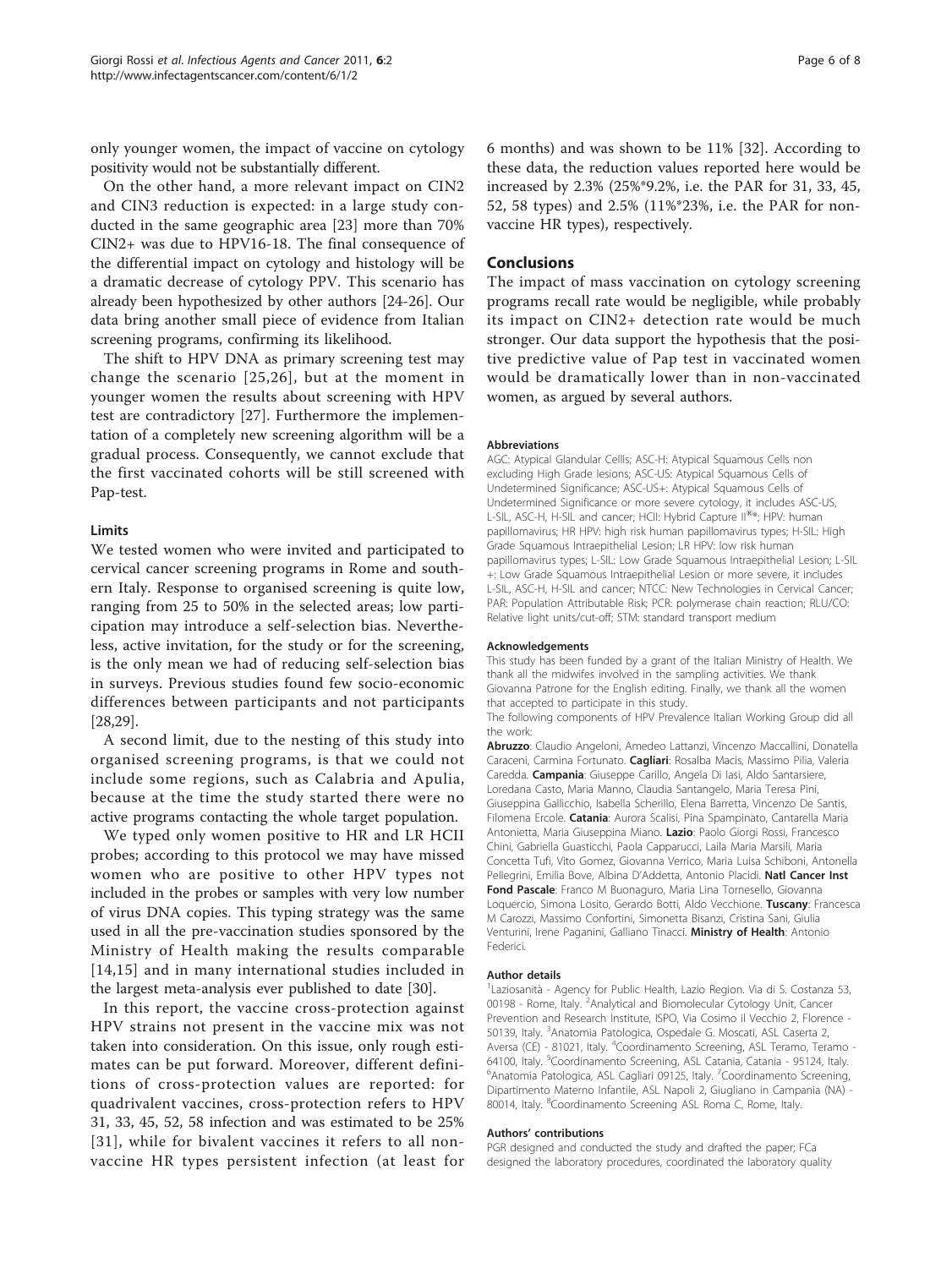only younger women, the impact of vaccine on cytology positivity would not be substantially different.

On the other hand, a more relevant impact on CIN2 and CIN3 reduction is expected: in a large study conducted in the same geographic area [23] more than 70% CIN2+ was due to HPV16-18. The final consequence of the differential impact on cytology and histology will be a dramatic decrease of cytology PPV. This scenario has already been hypothesized by other authors [24-26]. Our data bring another small piece of evidence from Italian screening programs, confirming its likelihood.

The shift to HPV DNA as primary screening test may change the scenario [25,26], but at the moment in younger women the results about screening with HPV test are contradictory [27]. Furthermore the implementation of a completely new screening algorithm will be a gradual process. Consequently, we cannot exclude that the first vaccinated cohorts will be still screened with Pap-test.

### Limits

We tested women who were invited and participated to cervical cancer screening programs in Rome and southern Italy. Response to organised screening is quite low, ranging from 25 to 50% in the selected areas; low participation may introduce a self-selection bias. Nevertheless, active invitation, for the study or for the screening, is the only mean we had of reducing self-selection bias in surveys. Previous studies found few socio-economic differences between participants and not participants [28,29].

A second limit, due to the nesting of this study into organised screening programs, is that we could not include some regions, such as Calabria and Apulia, because at the time the study started there were no active programs contacting the whole target population.

We typed only women positive to HR and LR HCII probes; according to this protocol we may have missed women who are positive to other HPV types not included in the probes or samples with very low number of virus DNA copies. This typing strategy was the same used in all the pre-vaccination studies sponsored by the Ministry of Health making the results comparable [14,15] and in many international studies included in the largest meta-analysis ever published to date [30].

In this report, the vaccine cross-protection against HPV strains not present in the vaccine mix was not taken into consideration. On this issue, only rough estimates can be put forward. Moreover, different definitions of cross-protection values are reported: for quadrivalent vaccines, cross-protection refers to HPV 31, 33, 45, 52, 58 infection and was estimated to be 25% [31], while for bivalent vaccines it refers to all non-vaccine HR types persistent infection (at least for 6 months) and was shown to be 11% [32]. According to these data, the reduction values reported here would be increased by 2.3% (25%*9.2%, i.e. the PAR for 31, 33, 45, 52, 58 types) and 2.5% (11%*23%, i.e. the PAR for non-vaccine HR types), respectively.

## Conclusions

The impact of mass vaccination on cytology screening programs recall rate would be negligible, while probably its impact on CIN2+ detection rate would be much stronger. Our data support the hypothesis that the positive predictive value of Pap test in vaccinated women would be dramatically lower than in non-vaccinated women, as argued by several authors.

#### Abbreviations

AGC: Atypical Glandular Cellls; ASC-H: Atypical Squamous Cells non excluding High Grade lesions; ASC-US: Atypical Squamous Cells of Undetermined Significance; ASC-US+: Atypical Squamous Cells of Undetermined Significance or more severe cytology, it includes ASC-US, L-SIL, ASC-H, H-SIL and cancer; HCII: Hybrid Capture II®*; HPV: human papillomavirus; HR HPV: high risk human papillomavirus types; H-SIL: High Grade Squamous Intraepithelial Lesion; LR HPV: low risk human papillomavirus types; L-SIL: Low Grade Squamous Intraepithelial Lesion; L-SIL +: Low Grade Squamous Intraepithelial Lesion or more severe, it includes L-SIL, ASC-H, H-SIL and cancer; NTCC: New Technologies in Cervical Cancer; PAR: Population Attributable Risk; PCR: polymerase chain reaction; RLU/CO: Relative light units/cut-off; STM: standard transport medium

#### Acknowledgements

This study has been funded by a grant of the Italian Ministry of Health. We thank all the midwifes involved in the sampling activities. We thank Giovanna Patrone for the English editing. Finally, we thank all the women that accepted to participate in this study.

The following components of HPV Prevalence Italian Working Group did all the work:

**Abruzzo**: Claudio Angeloni, Amedeo Lattanzi, Vincenzo Maccallini, Donatella Caraceni, Carmina Fortunato. **Cagliari**: Rosalba Macis, Massimo Pilia, Valeria Caredda. **Campania**: Giuseppe Carillo, Angela Di Iasi, Aldo Santarsiere, Loredana Casto, Maria Manno, Claudia Santangelo, Maria Teresa Pini, Giuseppina Gallicchio, Isabella Scherillo, Elena Barretta, Vincenzo De Santis, Filomena Ercole. **Catania**: Aurora Scalisi, Pina Spampinato, Cantarella Maria Antonietta, Maria Giuseppina Miano. **Lazio**: Paolo Giorgi Rossi, Francesco Chini, Gabriella Guasticchi, Paola Capparucci, Laila Maria Marsili, Maria Concetta Tufi, Vito Gomez, Giovanna Verrico, Maria Luisa Schiboni, Antonella Pellegrini, Emilia Bove, Albina D'Addetta, Antonio Placidi. **Natl Cancer Inst Fond Pascale**: Franco M Buonaguro, Maria Lina Tornesello, Giovanna Loquercio, Simona Losito, Gerardo Botti, Aldo Vecchione. **Tuscany**: Francesca M Carozzi, Massimo Confortini, Simonetta Bisanzi, Cristina Sani, Giulia Venturini, Irene Paganini, Galliano Tinacci. **Ministry of Health**: Antonio Federici.

#### Author details

[1]Laziosanità - Agency for Public Health, Lazio Region. Via di S. Costanza 53, 00198 - Rome, Italy. [2]Analytical and Biomolecular Cytology Unit, Cancer Prevention and Research Institute, ISPO, Via Cosimo il Vecchio 2, Florence - 50139, Italy. [3]Anatomia Patologica, Ospedale G. Moscati, ASL Caserta 2, Aversa (CE) - 81021, Italy. [4]Coordinamento Screening, ASL Teramo, Teramo - 64100, Italy. [5]Coordinamento Screening, ASL Catania, Catania - 95124, Italy. [6]Anatomia Patologica, ASL Cagliari 09125, Italy. [7]Coordinamento Screening, Dipartimento Materno Infantile, ASL Napoli 2, Giugliano in Campania (NA) - 80014, Italy. [8]Coordinamento Screening ASL Roma C, Rome, Italy.

#### Authors' contributions

PGR designed and conducted the study and drafted the paper; FCa designed the laboratory procedures, coordinated the laboratory quality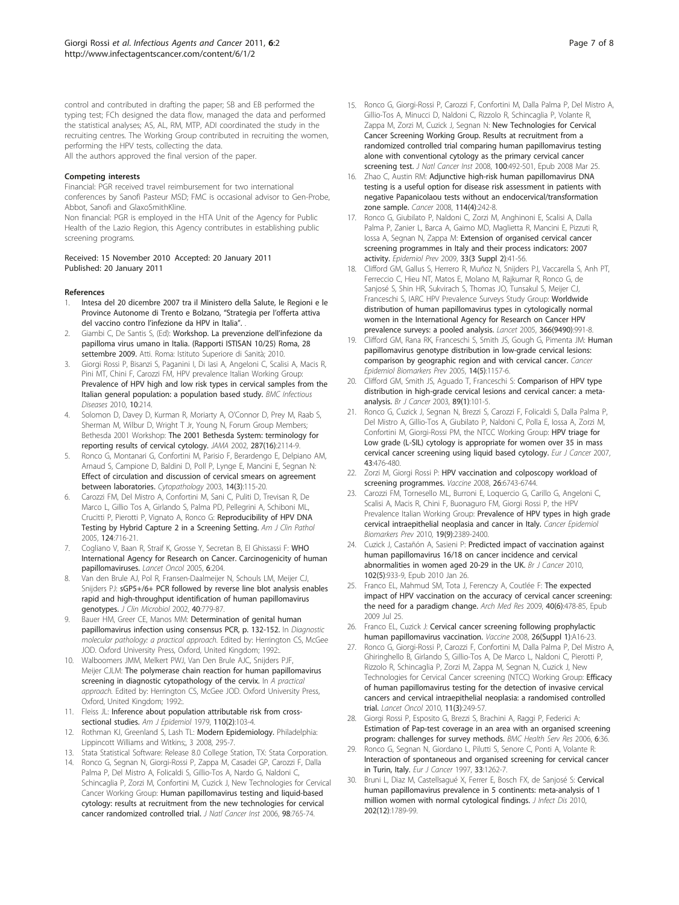control and contributed in drafting the paper; SB and EB performed the typing test; FCh designed the data flow, managed the data and performed the statistical analyses; AS, AL, RM, MTP, ADI coordinated the study in the recruiting centres. The Working Group contributed in recruiting the women, performing the HPV tests, collecting the data.

All the authors approved the final version of the paper.

### Competing interests

Financial: PGR received travel reimbursement for two international conferences by Sanofi Pasteur MSD; FMC is occasional advisor to Gen-Probe, Abbot, Sanofi and GlaxoSmithKline.

Non financial: PGR is employed in the HTA Unit of the Agency for Public Health of the Lazio Region, this Agency contributes in establishing public screening programs.

Received: 15 November 2010 Accepted: 20 January 2011
Published: 20 January 2011

### References

1. Intesa del 20 dicembre 2007 tra il Ministero della Salute, le Regioni e le Province Autonome di Trento e Bolzano, "Strategia per l'offerta attiva del vaccino contro l'infezione da HPV in Italia". .
2. Giambi C, De Santis S, (Ed): Workshop. La prevenzione dell'infezione da papilloma virus umano in Italia. (Rapporti ISTISAN 10/25) Roma, 28 settembre 2009. Atti. Roma: Istituto Superiore di Sanità; 2010.
3. Giorgi Rossi P, Bisanzi S, Paganini I, Di Iasi A, Angeloni C, Scalisi A, Macis R, Pini MT, Chini F, Carozzi FM, HPV prevalence Italian Working Group: Prevalence of HPV high and low risk types in cervical samples from the Italian general population: a population based study. *BMC Infectious Diseases* 2010, 10:214.
4. Solomon D, Davey D, Kurman R, Moriarty A, O'Connor D, Prey M, Raab S, Sherman M, Wilbur D, Wright T Jr, Young N, Forum Group Members; Bethesda 2001 Workshop: The 2001 Bethesda System: terminology for reporting results of cervical cytology. *JAMA* 2002, 287(16):2114-9.
5. Ronco G, Montanari G, Confortini M, Parisio F, Berardengo E, Delpiano AM, Arnaud S, Campione D, Baldini D, Poll P, Lynge E, Mancini E, Segnan N: Effect of circulation and discussion of cervical smears on agreement between laboratories. *Cytopathology* 2003, 14(3):115-20.
6. Carozzi FM, Del Mistro A, Confortini M, Sani C, Puliti D, Trevisan R, De Marco L, Gillio Tos A, Girlando S, Palma PD, Pellegrini A, Schiboni ML, Crucitti P, Pierotti P, Vignato A, Ronco G: Reproducibility of HPV DNA Testing by Hybrid Capture 2 in a Screening Setting. *Am J Clin Pathol* 2005, 124:716-21.
7. Cogliano V, Baan R, Straif K, Grosse Y, Secretan B, El Ghissassi F: WHO International Agency for Research on Cancer. Carcinogenicity of human papillomaviruses. *Lancet Oncol* 2005, 6:204.
8. Van den Brule AJ, Pol R, Fransen-Daalmeijer N, Schouls LM, Meijer CJ, Snijders PJ: sGP5+/6+ PCR followed by reverse line blot analysis enables rapid and high-throughput identification of human papillomavirus genotypes. *J Clin Microbiol* 2002, 40:779-87.
9. Bauer HM, Greer CE, Manos MM: Determination of genital human papillomavirus infection using consensus PCR, p. 132-152. In *Diagnostic molecular pathology: a practical approach.* Edited by: Herrington CS, McGee JOD. Oxford University Press, Oxford, United Kingdom; 1992:.
10. Walboomers JMM, Melkert PWJ, Van Den Brule AJC, Snijders PJF, Meijer CJLM: The polymerase chain reaction for human papillomavirus screening in diagnostic cytopathology of the cervix. In *A practical approach.* Edited by: Herrington CS, McGee JOD. Oxford University Press, Oxford, United Kingdom; 1992:.
11. Fleiss JL: Inference about population attributable risk from cross-sectional studies. *Am J Epidemiol* 1979, 110(2):103-4.
12. Rothman KJ, Greenland S, Lash TL: Modern Epidemiology. Philadelphia: Lippincott Williams and Witkins;, 3 2008, 295-7.
13. Stata Statistical Software: Release 8.0 College Station, TX: Stata Corporation.
14. Ronco G, Segnan N, Giorgi-Rossi P, Zappa M, Casadei GP, Carozzi F, Dalla Palma P, Del Mistro A, Folicaldi S, Gillio-Tos A, Nardo G, Naldoni C, Schincaglia P, Zorzi M, Confortini M, Cuzick J, New Technologies for Cervical Cancer Working Group: Human papillomavirus testing and liquid-based cytology: results at recruitment from the new technologies for cervical cancer randomized controlled trial. *J Natl Cancer Inst* 2006, 98:765-74.
15. Ronco G, Giorgi-Rossi P, Carozzi F, Confortini M, Dalla Palma P, Del Mistro A, Gillio-Tos A, Minucci D, Naldoni C, Rizzolo R, Schincaglia P, Volante R, Zappa M, Zorzi M, Cuzick J, Segnan N: New Technologies for Cervical Cancer Screening Working Group. Results at recruitment from a randomized controlled trial comparing human papillomavirus testing alone with conventional cytology as the primary cervical cancer screening test. *J Natl Cancer Inst* 2008, 100:492-501, Epub 2008 Mar 25.
16. Zhao C, Austin RM: Adjunctive high-risk human papillomavirus DNA testing is a useful option for disease risk assessment in patients with negative Papanicolaou tests without an endocervical/transformation zone sample. *Cancer* 2008, 114(4):242-8.
17. Ronco G, Giubilato P, Naldoni C, Zorzi M, Anghinoni E, Scalisi A, Dalla Palma P, Zanier L, Barca A, Gaimo MD, Maglietta R, Mancini E, Pizzuti R, Iossa A, Segnan N, Zappa M: Extension of organised cervical cancer screening programmes in Italy and their process indicators: 2007 activity. *Epidemiol Prev* 2009, 33(3 Suppl 2):41-56.
18. Clifford GM, Gallus S, Herrero R, Muñoz N, Snijders PJ, Vaccarella S, Anh PT, Ferreccio C, Hieu NT, Matos E, Molano M, Rajkumar R, Ronco G, de Sanjosé S, Shin HR, Sukvirach S, Thomas JO, Tunsakul S, Meijer CJ, Franceschi S, IARC HPV Prevalence Surveys Study Group: Worldwide distribution of human papillomavirus types in cytologically normal women in the International Agency for Research on Cancer HPV prevalence surveys: a pooled analysis. *Lancet* 2005, 366(9490):991-8.
19. Clifford GM, Rana RK, Franceschi S, Smith JS, Gough G, Pimenta JM: Human papillomavirus genotype distribution in low-grade cervical lesions: comparison by geographic region and with cervical cancer. *Cancer Epidemiol Biomarkers Prev* 2005, 14(5):1157-6.
20. Clifford GM, Smith JS, Aguado T, Franceschi S: Comparison of HPV type distribution in high-grade cervical lesions and cervical cancer: a meta-analysis. *Br J Cancer* 2003, 89(1):101-5.
21. Ronco G, Cuzick J, Segnan N, Brezzi S, Carozzi F, Folicaldi S, Dalla Palma P, Del Mistro A, Gillio-Tos A, Giubilato P, Naldoni C, Polla E, Iossa A, Zorzi M, Confortini M, Giorgi-Rossi PM, the NTCC Working Group: HPV triage for Low grade (L-SIL) cytology is appropriate for women over 35 in mass cervical cancer screening using liquid based cytology. *Eur J Cancer* 2007, 43:476-480.
22. Zorzi M, Giorgi Rossi P: HPV vaccination and colposcopy workload of screening programmes. *Vaccine* 2008, 26:6743-6744.
23. Carozzi FM, Tornesello ML, Burroni E, Loquercio G, Carillo G, Angeloni C, Scalisi A, Macis R, Chini F, Buonaguro FM, Giorgi Rossi P, the HPV Prevalence Italian Working Group: Prevalence of HPV types in high grade cervical intraepithelial neoplasia and cancer in Italy. *Cancer Epidemiol Biomarkers Prev* 2010, 19(9):2389-2400.
24. Cuzick J, Castañón A, Sasieni P: Predicted impact of vaccination against human papillomavirus 16/18 on cancer incidence and cervical abnormalities in women aged 20-29 in the UK. *Br J Cancer* 2010, 102(5):933-9, Epub 2010 Jan 26.
25. Franco EL, Mahmud SM, Tota J, Ferenczy A, Coutlée F: The expected impact of HPV vaccination on the accuracy of cervical cancer screening: the need for a paradigm change. *Arch Med Res* 2009, 40(6):478-85, Epub 2009 Jul 25.
26. Franco EL, Cuzick J: Cervical cancer screening following prophylactic human papillomavirus vaccination. *Vaccine* 2008, 26(Suppl 1):A16-23.
27. Ronco G, Giorgi-Rossi P, Carozzi F, Confortini M, Dalla Palma P, Del Mistro A, Ghiringhello B, Girlando S, Gillio-Tos A, De Marco L, Naldoni C, Pierotti P, Rizzolo R, Schincaglia P, Zorzi M, Zappa M, Segnan N, Cuzick J, New Technologies for Cervical Cancer screening (NTCC) Working Group: Efficacy of human papillomavirus testing for the detection of invasive cervical cancers and cervical intraepithelial neoplasia: a randomised controlled trial. *Lancet Oncol* 2010, 11(3):249-57.
28. Giorgi Rossi P, Esposito G, Brezzi S, Brachini A, Raggi P, Federici A: Estimation of Pap-test coverage in an area with an organised screening program: challenges for survey methods. *BMC Health Serv Res* 2006, 6:36.
29. Ronco G, Segnan N, Giordano L, Pilutti S, Senore C, Ponti A, Volante R: Interaction of spontaneous and organised screening for cervical cancer in Turin, Italy. *Eur J Cancer* 1997, 33:1262-7.
30. Bruni L, Diaz M, Castellsagué X, Ferrer E, Bosch FX, de Sanjosé S: Cervical human papillomavirus prevalence in 5 continents: meta-analysis of 1 million women with normal cytological findings. *J Infect Dis* 2010, 202(12):1789-99.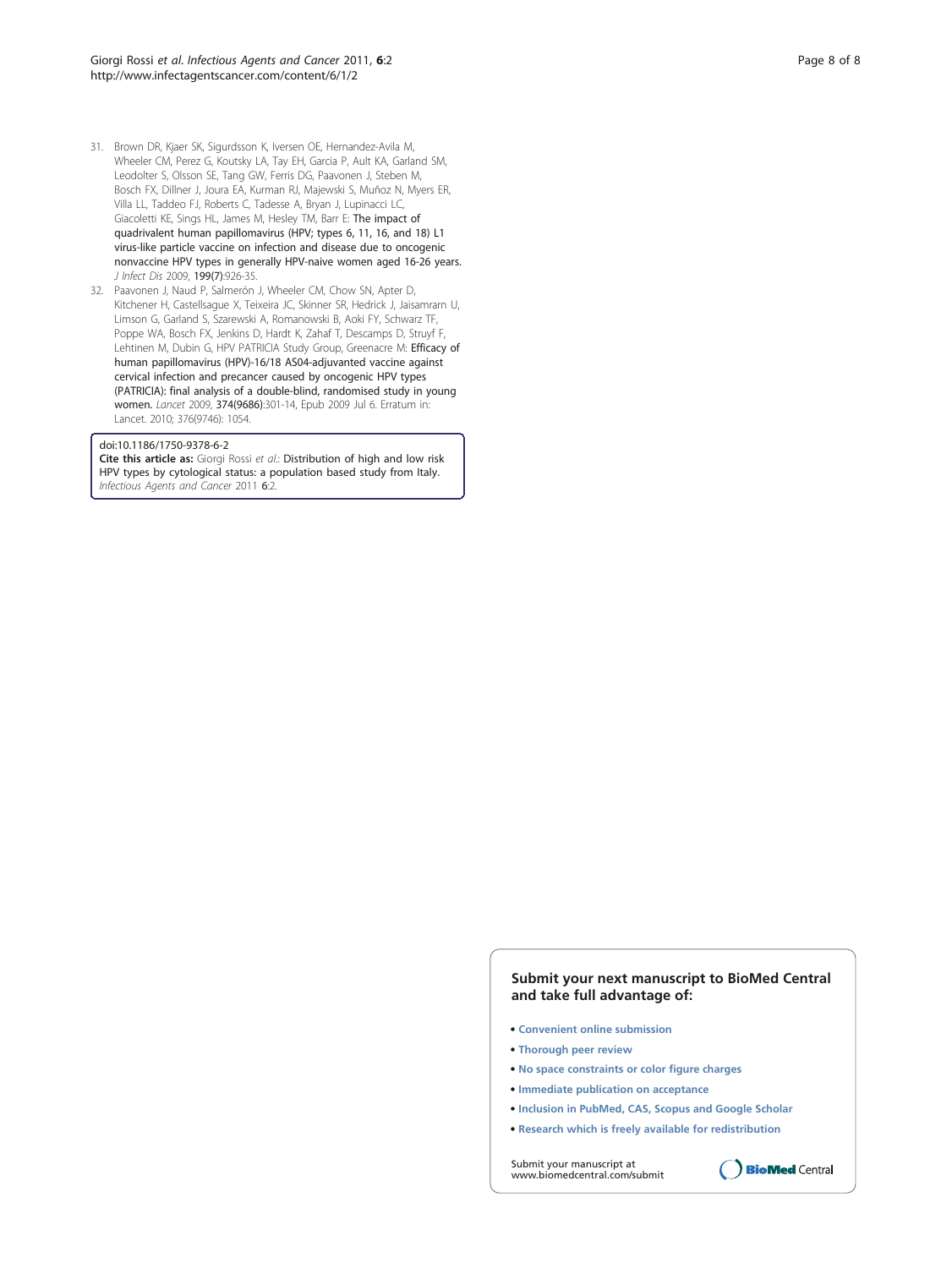31. Brown DR, Kjaer SK, Sigurdsson K, Iversen OE, Hernandez-Avila M, Wheeler CM, Perez G, Koutsky LA, Tay EH, Garcia P, Ault KA, Garland SM, Leodolter S, Olsson SE, Tang GW, Ferris DG, Paavonen J, Steben M, Bosch FX, Dillner J, Joura EA, Kurman RJ, Majewski S, Muñoz N, Myers ER, Villa LL, Taddeo FJ, Roberts C, Tadesse A, Bryan J, Lupinacci LC, Giacoletti KE, Sings HL, James M, Hesley TM, Barr E: **The impact of quadrivalent human papillomavirus (HPV; types 6, 11, 16, and 18) L1 virus-like particle vaccine on infection and disease due to oncogenic nonvaccine HPV types in generally HPV-naive women aged 16-26 years.** *J Infect Dis* 2009, **199(7)**:926-35.
32. Paavonen J, Naud P, Salmerón J, Wheeler CM, Chow SN, Apter D, Kitchener H, Castellsague X, Teixeira JC, Skinner SR, Hedrick J, Jaisamrarn U, Limson G, Garland S, Szarewski A, Romanowski B, Aoki FY, Schwarz TF, Poppe WA, Bosch FX, Jenkins D, Hardt K, Zahaf T, Descamps D, Struyf F, Lehtinen M, Dubin G, HPV PATRICIA Study Group, Greenacre M: **Efficacy of human papillomavirus (HPV)-16/18 AS04-adjuvanted vaccine against cervical infection and precancer caused by oncogenic HPV types (PATRICIA): final analysis of a double-blind, randomised study in young women.** *Lancet* 2009, **374(9686)**:301-14, Epub 2009 Jul 6. Erratum in: Lancet. 2010; 376(9746): 1054.

doi:10.1186/1750-9378-6-2

**Cite this article as:** Giorgi Rossi *et al.*: Distribution of high and low risk HPV types by cytological status: a population based study from Italy. *Infectious Agents and Cancer* 2011 **6**:2.

**Submit your next manuscript to BioMed Central and take full advantage of:**

- Convenient online submission
- Thorough peer review
- No space constraints or color figure charges
- Immediate publication on acceptance
- Inclusion in PubMed, CAS, Scopus and Google Scholar
- Research which is freely available for redistribution

Submit your manuscript at
www.biomedcentral.com/submit

BioMed Central